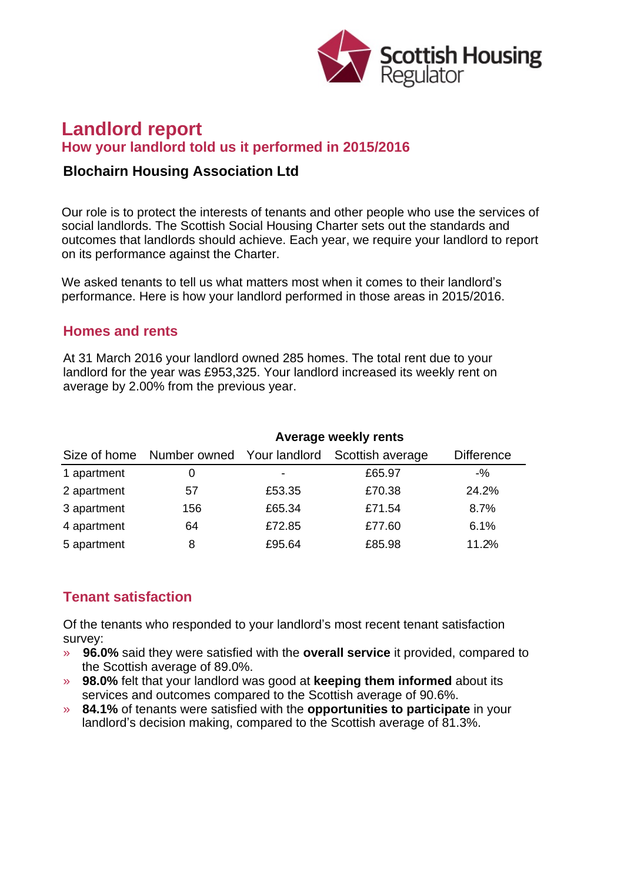Scottish Housing Regulator

# Landlord report

## How your landlord told us it performed in 2015/2016

### Blochairn Housing Association Ltd

Our role is to protect the interests of tenants and other people who use the services of social landlords. The Scottish Social Housing Charter sets out the standards and outcomes that landlords should achieve. Each year, we require your landlord to report on its performance against the Charter.

We asked tenants to tell us what matters most when it comes to their landlord's performance. Here is how your landlord performed in those areas in 2015/2016.

## Homes and rents

At 31 March 2016 your landlord owned 285 homes. The total rent due to your landlord for the year was £953,325. Your landlord increased its weekly rent on average by 2.00% from the previous year.

| | | **Average weekly rents** | | |
|---|---|---|---|---|
| Size of home | Number owned | Your landlord | Scottish average | Difference |
| 1 apartment | 0 | - | £65.97 | -% |
| 2 apartment | 57 | £53.35 | £70.38 | 24.2% |
| 3 apartment | 156 | £65.34 | £71.54 | 8.7% |
| 4 apartment | 64 | £72.85 | £77.60 | 6.1% |
| 5 apartment | 8 | £95.64 | £85.98 | 11.2% |

## Tenant satisfaction

Of the tenants who responded to your landlord's most recent tenant satisfaction survey:

- **96.0%** said they were satisfied with the **overall service** it provided, compared to the Scottish average of 89.0%.
- **98.0%** felt that your landlord was good at **keeping them informed** about its services and outcomes compared to the Scottish average of 90.6%.
- **84.1%** of tenants were satisfied with the **opportunities to participate** in your landlord's decision making, compared to the Scottish average of 81.3%.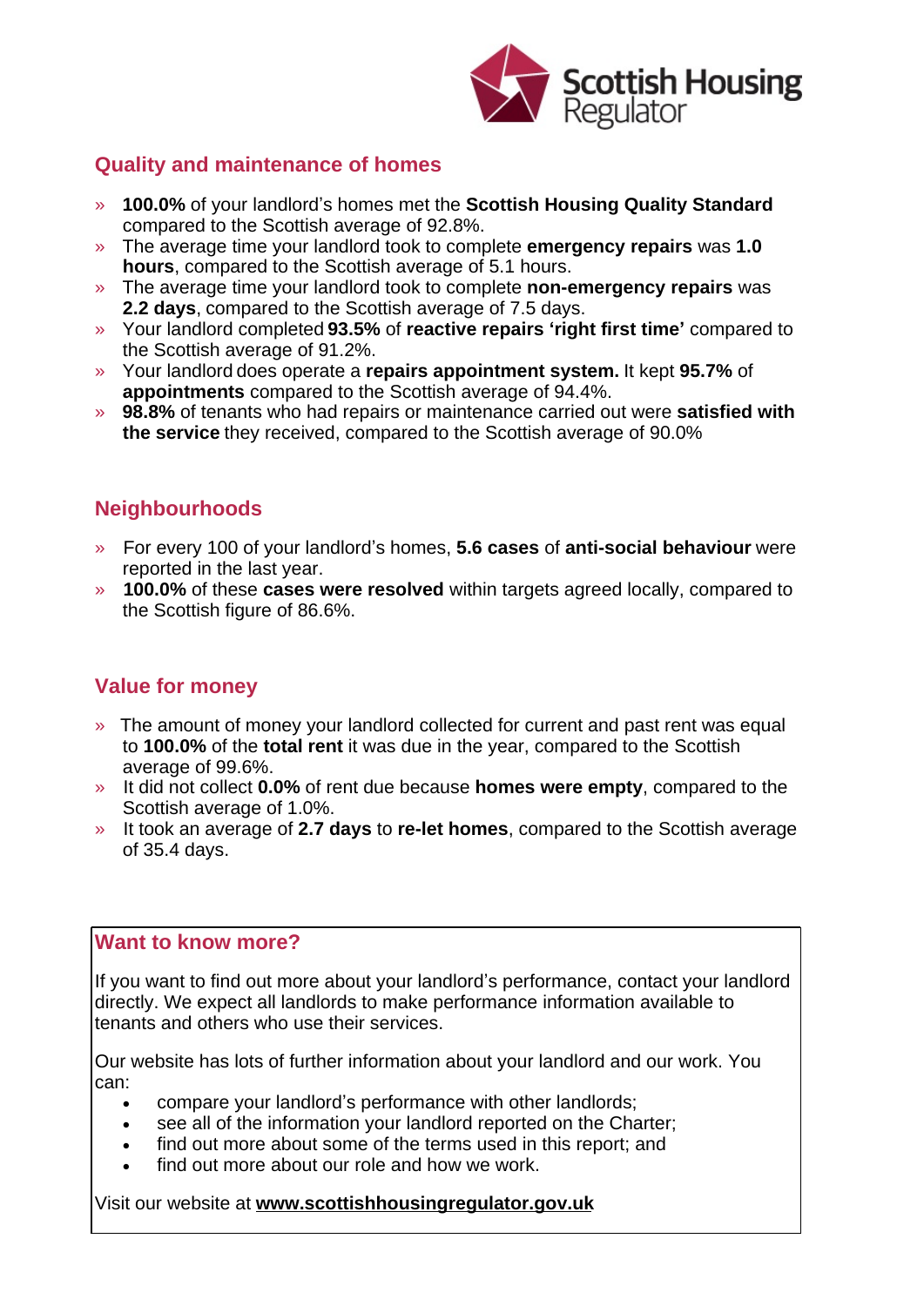## Quality and maintenance of homes

- **100.0%** of your landlord's homes met the **Scottish Housing Quality Standard** compared to the Scottish average of 92.8%.
- The average time your landlord took to complete **emergency repairs** was **1.0 hours**, compared to the Scottish average of 5.1 hours.
- The average time your landlord took to complete **non-emergency repairs** was **2.2 days**, compared to the Scottish average of 7.5 days.
- Your landlord completed **93.5%** of **reactive repairs 'right first time'** compared to the Scottish average of 91.2%.
- Your landlord does operate a **repairs appointment system.** It kept **95.7%** of **appointments** compared to the Scottish average of 94.4%.
- **98.8%** of tenants who had repairs or maintenance carried out were **satisfied with the service** they received, compared to the Scottish average of 90.0%

## Neighbourhoods

- For every 100 of your landlord's homes, **5.6 cases** of **anti-social behaviour** were reported in the last year.
- **100.0%** of these **cases were resolved** within targets agreed locally, compared to the Scottish figure of 86.6%.

## Value for money

- The amount of money your landlord collected for current and past rent was equal to **100.0%** of the **total rent** it was due in the year, compared to the Scottish average of 99.6%.
- It did not collect **0.0%** of rent due because **homes were empty**, compared to the Scottish average of 1.0%.
- It took an average of **2.7 days** to **re-let homes**, compared to the Scottish average of 35.4 days.

## Want to know more?

If you want to find out more about your landlord's performance, contact your landlord directly. We expect all landlords to make performance information available to tenants and others who use their services.

Our website has lots of further information about your landlord and our work. You can:

- compare your landlord's performance with other landlords;
- see all of the information your landlord reported on the Charter;
- find out more about some of the terms used in this report; and
- find out more about our role and how we work.

Visit our website at **www.scottishhousingregulator.gov.uk**